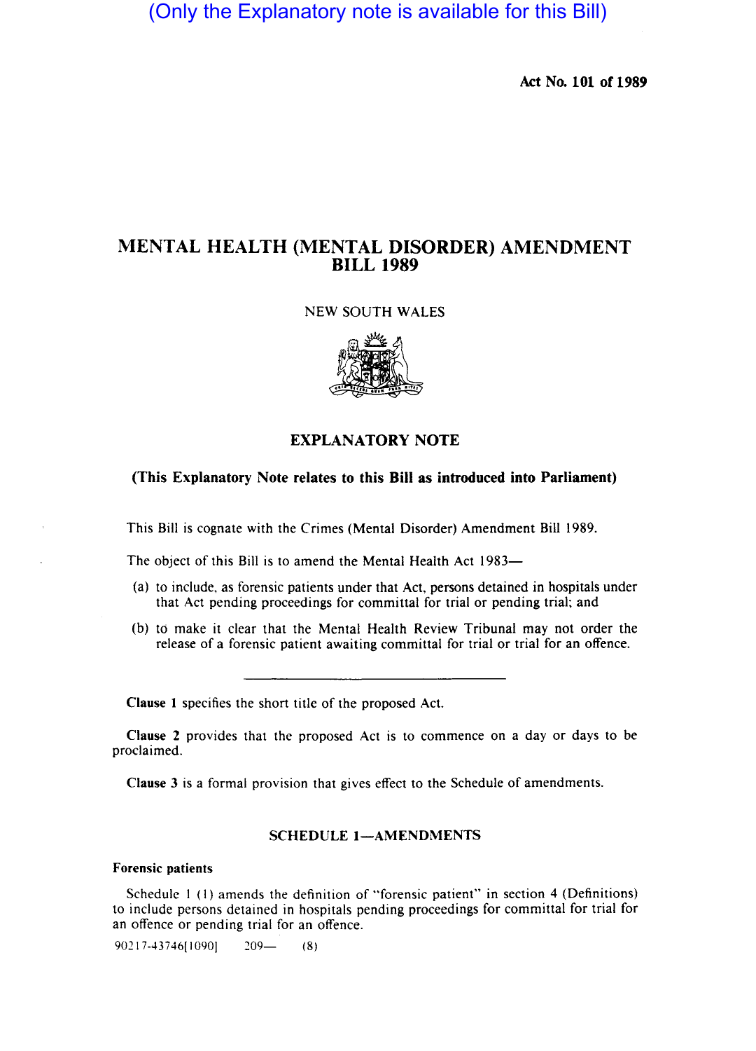(Only the Explanatory note is available for this Bill)

Act No. 101 of 1989

# MENTAL HEALTH (MENTAL DISORDER) AMENDMENT BILL 1989

NEW SOUTH WALES

## EXPLANATORY NOTE

**(This Explanatory Note relates to this Bill as introduced into Parliament)**

This Bill is cognate with the Crimes (Mental Disorder) Amendment Bill 1989.

The object of this Bill is to amend the Mental Health Act 1983—

(a) to include, as forensic patients under that Act, persons detained in hospitals under that Act pending proceedings for committal for trial or pending trial; and

(b) to make it clear that the Mental Health Review Tribunal may not order the release of a forensic patient awaiting committal for trial or trial for an offence.

---

**Clause 1** specifies the short title of the proposed Act.

**Clause 2** provides that the proposed Act is to commence on a day or days to be proclaimed.

**Clause 3** is a formal provision that gives effect to the Schedule of amendments.

### SCHEDULE 1—AMENDMENTS

**Forensic patients**

Schedule 1 (1) amends the definition of "forensic patient" in section 4 (Definitions) to include persons detained in hospitals pending proceedings for committal for trial for an offence or pending trial for an offence.

90217-43746[1090] 209— (8)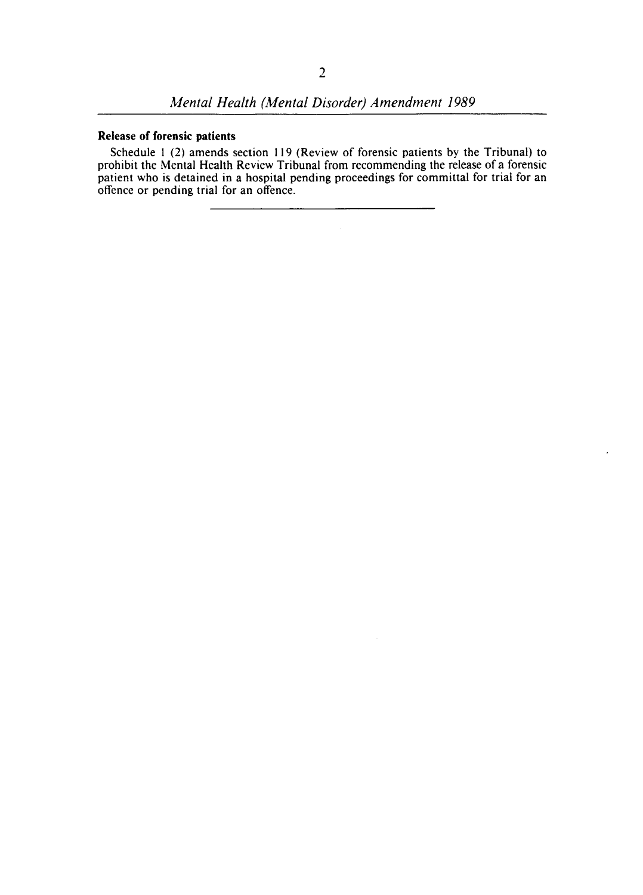**Release of forensic patients**

Schedule 1 (2) amends section 119 (Review of forensic patients by the Tribunal) to prohibit the Mental Health Review Tribunal from recommending the release of a forensic patient who is detained in a hospital pending proceedings for committal for trial for an offence or pending trial for an offence.